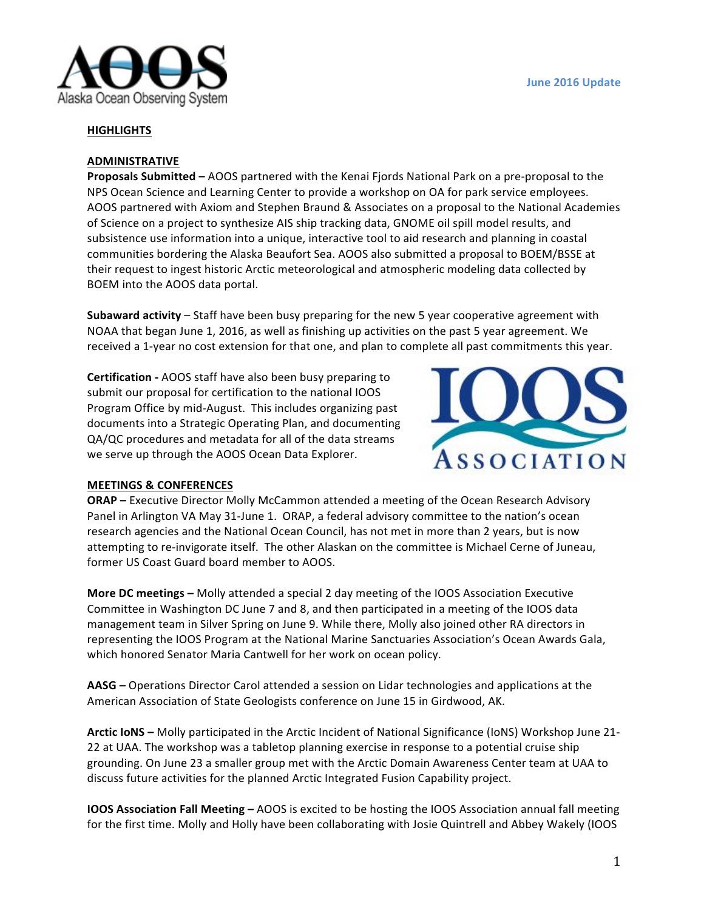June 2016 Update

## HIGHLIGHTS

### ADMINISTRATIVE

**Proposals Submitted –** AOOS partnered with the Kenai Fjords National Park on a pre-proposal to the NPS Ocean Science and Learning Center to provide a workshop on OA for park service employees. AOOS partnered with Axiom and Stephen Braund & Associates on a proposal to the National Academies of Science on a project to synthesize AIS ship tracking data, GNOME oil spill model results, and subsistence use information into a unique, interactive tool to aid research and planning in coastal communities bordering the Alaska Beaufort Sea. AOOS also submitted a proposal to BOEM/BSSE at their request to ingest historic Arctic meteorological and atmospheric modeling data collected by BOEM into the AOOS data portal.

**Subaward activity** – Staff have been busy preparing for the new 5 year cooperative agreement with NOAA that began June 1, 2016, as well as finishing up activities on the past 5 year agreement. We received a 1-year no cost extension for that one, and plan to complete all past commitments this year.

**Certification -** AOOS staff have also been busy preparing to submit our proposal for certification to the national IOOS Program Office by mid-August. This includes organizing past documents into a Strategic Operating Plan, and documenting QA/QC procedures and metadata for all of the data streams we serve up through the AOOS Ocean Data Explorer.

### MEETINGS & CONFERENCES

**ORAP –** Executive Director Molly McCammon attended a meeting of the Ocean Research Advisory Panel in Arlington VA May 31-June 1. ORAP, a federal advisory committee to the nation's ocean research agencies and the National Ocean Council, has not met in more than 2 years, but is now attempting to re-invigorate itself. The other Alaskan on the committee is Michael Cerne of Juneau, former US Coast Guard board member to AOOS.

**More DC meetings –** Molly attended a special 2 day meeting of the IOOS Association Executive Committee in Washington DC June 7 and 8, and then participated in a meeting of the IOOS data management team in Silver Spring on June 9. While there, Molly also joined other RA directors in representing the IOOS Program at the National Marine Sanctuaries Association's Ocean Awards Gala, which honored Senator Maria Cantwell for her work on ocean policy.

**AASG –** Operations Director Carol attended a session on Lidar technologies and applications at the American Association of State Geologists conference on June 15 in Girdwood, AK.

**Arctic IoNS –** Molly participated in the Arctic Incident of National Significance (IoNS) Workshop June 21-22 at UAA. The workshop was a tabletop planning exercise in response to a potential cruise ship grounding. On June 23 a smaller group met with the Arctic Domain Awareness Center team at UAA to discuss future activities for the planned Arctic Integrated Fusion Capability project.

**IOOS Association Fall Meeting –** AOOS is excited to be hosting the IOOS Association annual fall meeting for the first time. Molly and Holly have been collaborating with Josie Quintrell and Abbey Wakely (IOOS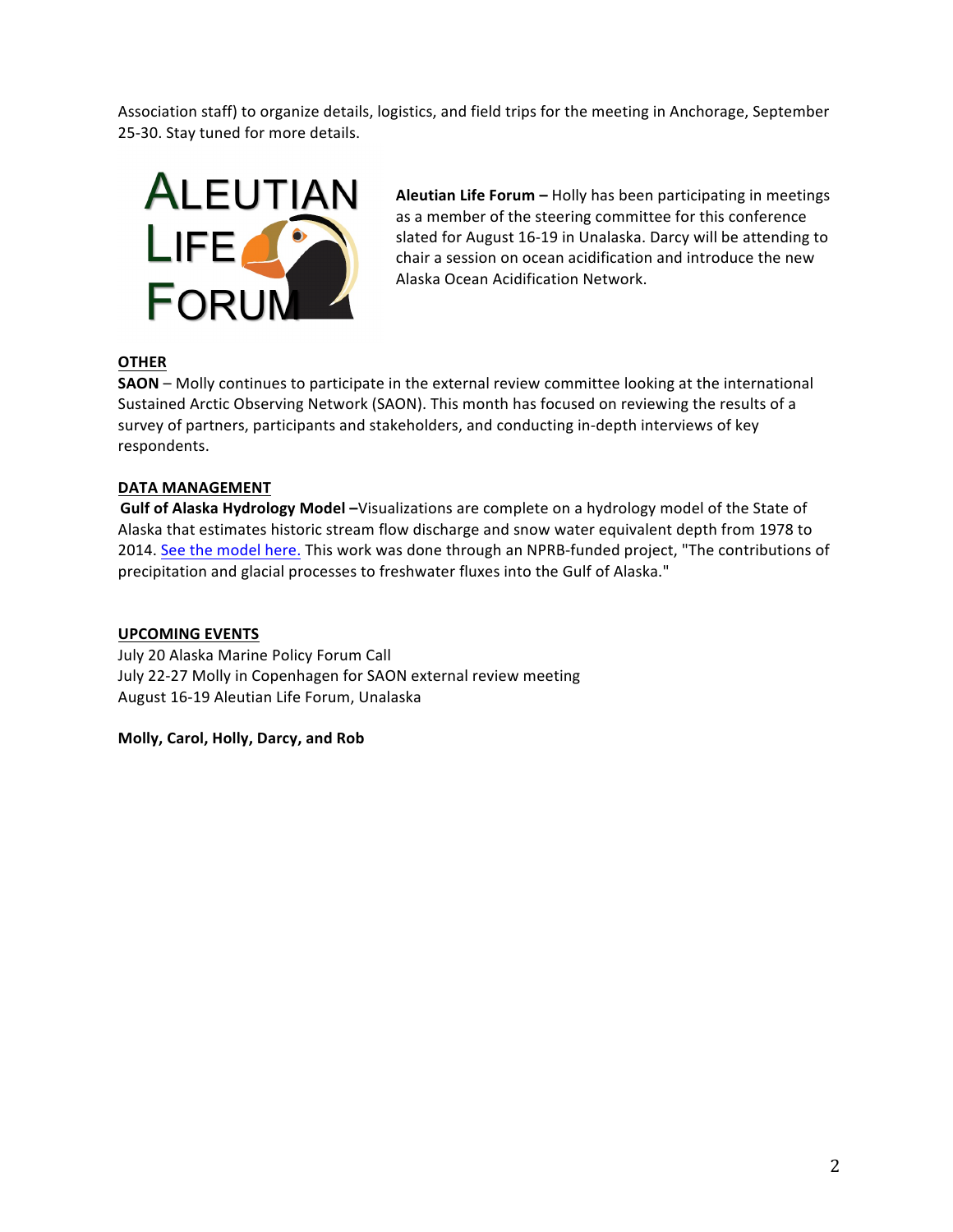Association staff) to organize details, logistics, and field trips for the meeting in Anchorage, September 25-30. Stay tuned for more details.

ALEUTIAN LIFE FORUM

**Aleutian Life Forum –** Holly has been participating in meetings as a member of the steering committee for this conference slated for August 16-19 in Unalaska. Darcy will be attending to chair a session on ocean acidification and introduce the new Alaska Ocean Acidification Network.

## OTHER

**SAON** – Molly continues to participate in the external review committee looking at the international Sustained Arctic Observing Network (SAON). This month has focused on reviewing the results of a survey of partners, participants and stakeholders, and conducting in-depth interviews of key respondents.

## DATA MANAGEMENT

**Gulf of Alaska Hydrology Model –**Visualizations are complete on a hydrology model of the State of Alaska that estimates historic stream flow discharge and snow water equivalent depth from 1978 to 2014. See the model here. This work was done through an NPRB-funded project, "The contributions of precipitation and glacial processes to freshwater fluxes into the Gulf of Alaska."

## UPCOMING EVENTS

July 20 Alaska Marine Policy Forum Call
July 22-27 Molly in Copenhagen for SAON external review meeting
August 16-19 Aleutian Life Forum, Unalaska

**Molly, Carol, Holly, Darcy, and Rob**